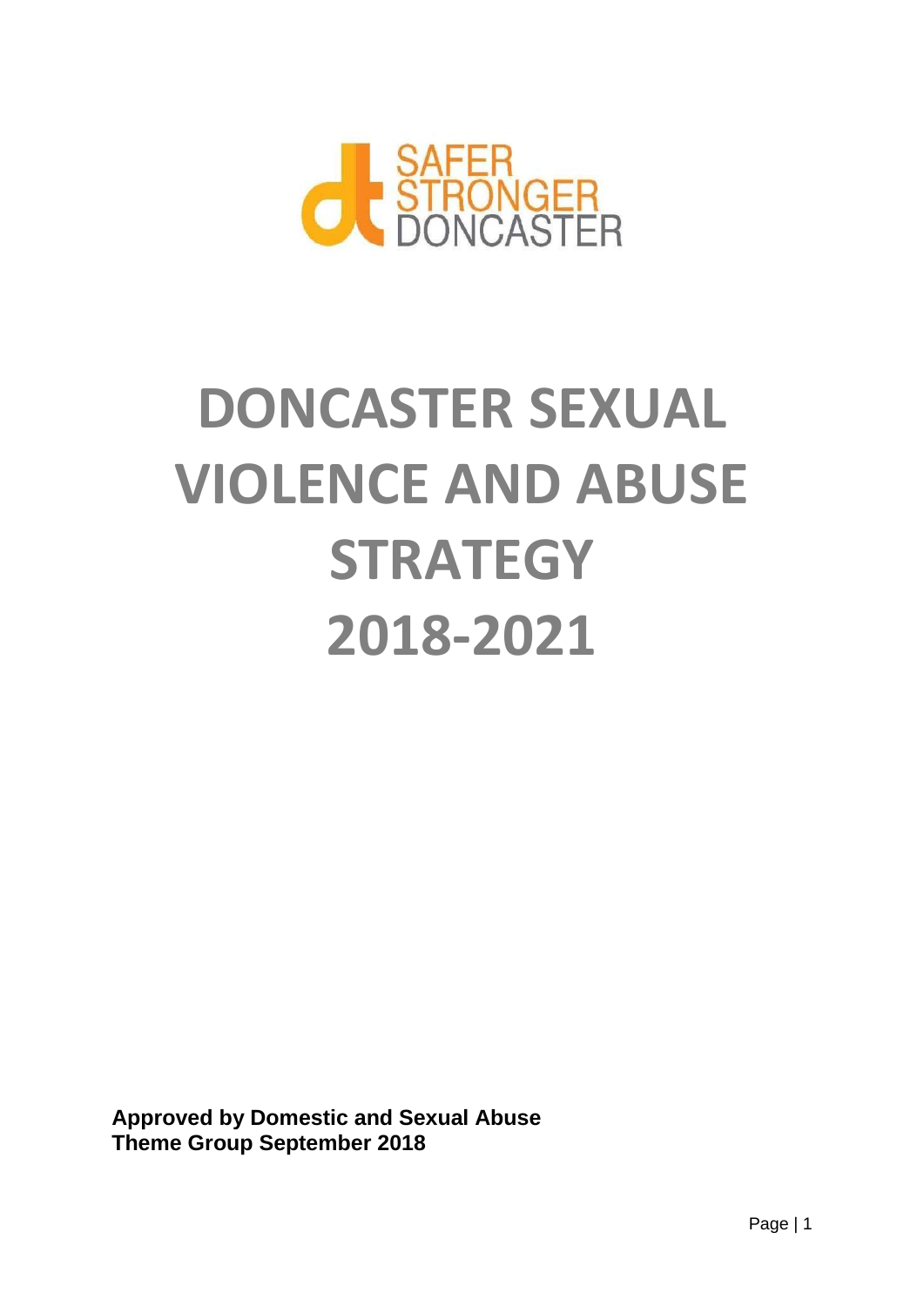SAFER STRONGER DONCASTER

# DONCASTER SEXUAL VIOLENCE AND ABUSE STRATEGY 2018-2021

**Approved by Domestic and Sexual Abuse Theme Group September 2018**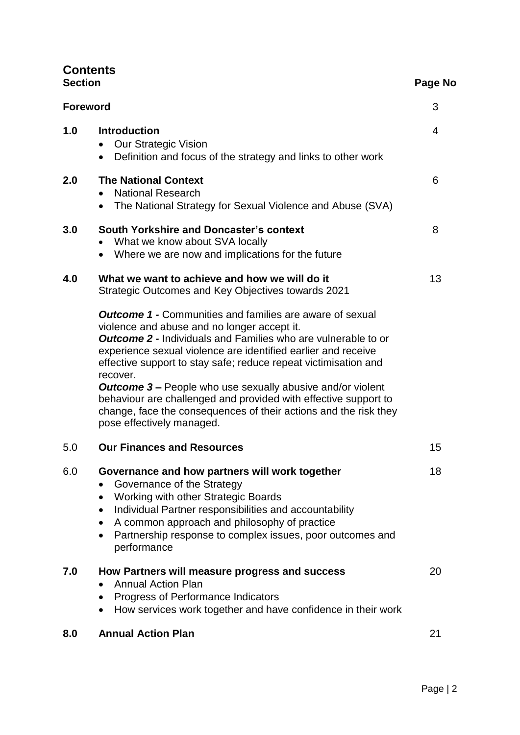# Contents

| Section | | Page No |
|---|---|---|
| **Foreword** | | 3 |
| **1.0** | **Introduction**<br>• Our Strategic Vision<br>• Definition and focus of the strategy and links to other work | 4 |
| **2.0** | **The National Context**<br>• National Research<br>• The National Strategy for Sexual Violence and Abuse (SVA) | 6 |
| **3.0** | **South Yorkshire and Doncaster's context**<br>• What we know about SVA locally<br>• Where we are now and implications for the future | 8 |
| **4.0** | **What we want to achieve and how we will do it**<br>Strategic Outcomes and Key Objectives towards 2021<br><br>***Outcome 1 -*** Communities and families are aware of sexual violence and abuse and no longer accept it.<br>***Outcome 2 -*** Individuals and Families who are vulnerable to or experience sexual violence are identified earlier and receive effective support to stay safe; reduce repeat victimisation and recover.<br>***Outcome 3 –*** People who use sexually abusive and/or violent behaviour are challenged and provided with effective support to change, face the consequences of their actions and the risk they pose effectively managed. | 13 |
| 5.0 | **Our Finances and Resources** | 15 |
| 6.0 | **Governance and how partners will work together**<br>• Governance of the Strategy<br>• Working with other Strategic Boards<br>• Individual Partner responsibilities and accountability<br>• A common approach and philosophy of practice<br>• Partnership response to complex issues, poor outcomes and performance | 18 |
| **7.0** | **How Partners will measure progress and success**<br>• Annual Action Plan<br>• Progress of Performance Indicators<br>• How services work together and have confidence in their work | 20 |
| **8.0** | **Annual Action Plan** | 21 |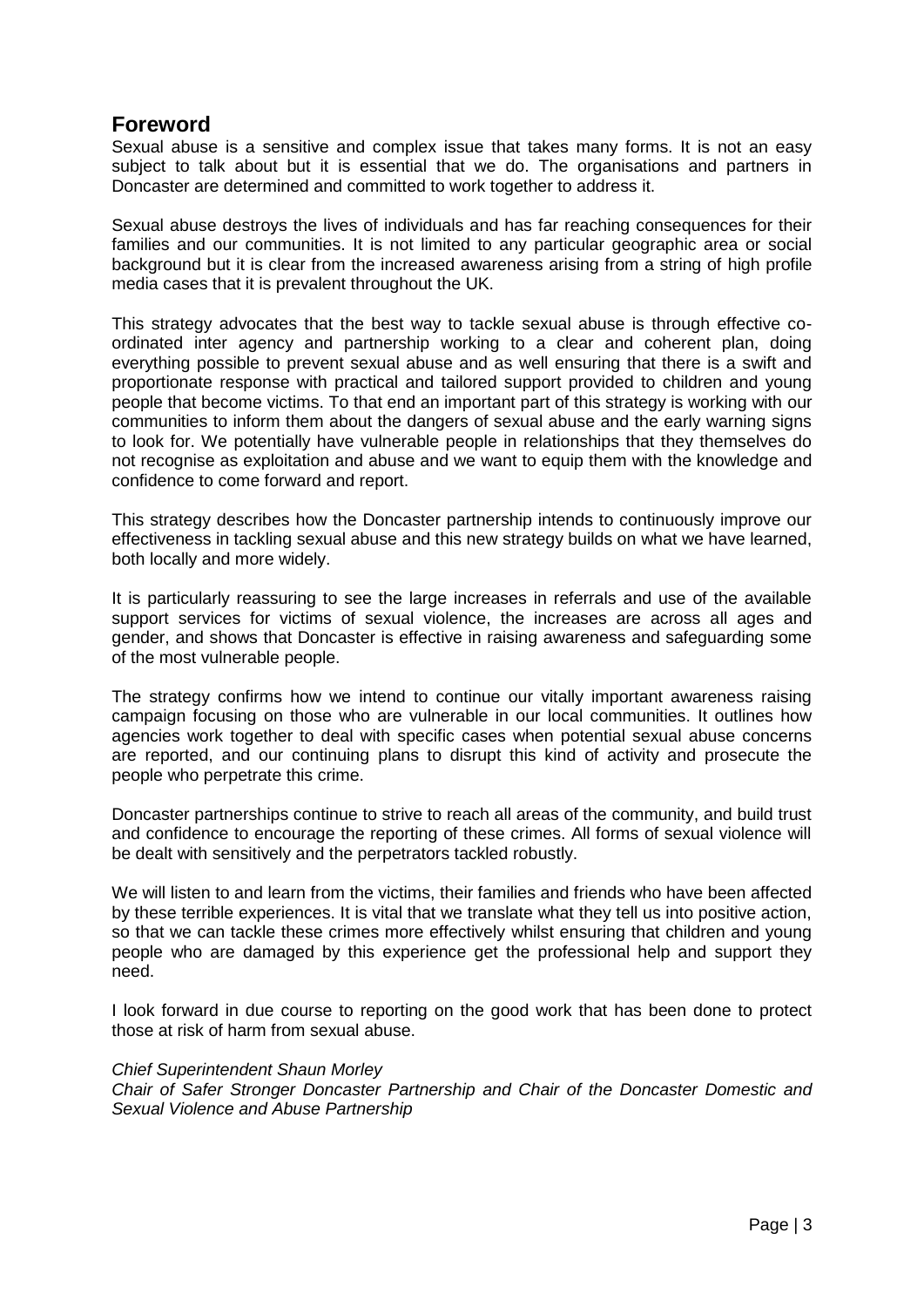## Foreword

Sexual abuse is a sensitive and complex issue that takes many forms. It is not an easy subject to talk about but it is essential that we do. The organisations and partners in Doncaster are determined and committed to work together to address it.

Sexual abuse destroys the lives of individuals and has far reaching consequences for their families and our communities. It is not limited to any particular geographic area or social background but it is clear from the increased awareness arising from a string of high profile media cases that it is prevalent throughout the UK.

This strategy advocates that the best way to tackle sexual abuse is through effective co-ordinated inter agency and partnership working to a clear and coherent plan, doing everything possible to prevent sexual abuse and as well ensuring that there is a swift and proportionate response with practical and tailored support provided to children and young people that become victims. To that end an important part of this strategy is working with our communities to inform them about the dangers of sexual abuse and the early warning signs to look for. We potentially have vulnerable people in relationships that they themselves do not recognise as exploitation and abuse and we want to equip them with the knowledge and confidence to come forward and report.

This strategy describes how the Doncaster partnership intends to continuously improve our effectiveness in tackling sexual abuse and this new strategy builds on what we have learned, both locally and more widely.

It is particularly reassuring to see the large increases in referrals and use of the available support services for victims of sexual violence, the increases are across all ages and gender, and shows that Doncaster is effective in raising awareness and safeguarding some of the most vulnerable people.

The strategy confirms how we intend to continue our vitally important awareness raising campaign focusing on those who are vulnerable in our local communities. It outlines how agencies work together to deal with specific cases when potential sexual abuse concerns are reported, and our continuing plans to disrupt this kind of activity and prosecute the people who perpetrate this crime.

Doncaster partnerships continue to strive to reach all areas of the community, and build trust and confidence to encourage the reporting of these crimes. All forms of sexual violence will be dealt with sensitively and the perpetrators tackled robustly.

We will listen to and learn from the victims, their families and friends who have been affected by these terrible experiences. It is vital that we translate what they tell us into positive action, so that we can tackle these crimes more effectively whilst ensuring that children and young people who are damaged by this experience get the professional help and support they need.

I look forward in due course to reporting on the good work that has been done to protect those at risk of harm from sexual abuse.

*Chief Superintendent Shaun Morley*
*Chair of Safer Stronger Doncaster Partnership and Chair of the Doncaster Domestic and Sexual Violence and Abuse Partnership*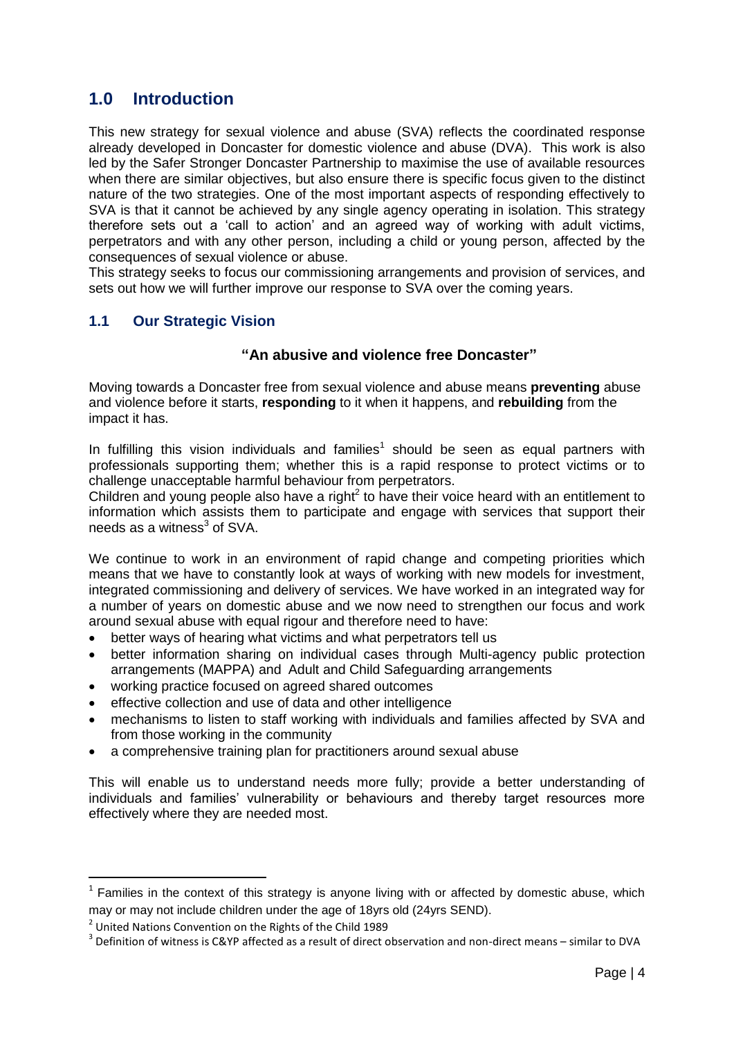## 1.0 Introduction

This new strategy for sexual violence and abuse (SVA) reflects the coordinated response already developed in Doncaster for domestic violence and abuse (DVA). This work is also led by the Safer Stronger Doncaster Partnership to maximise the use of available resources when there are similar objectives, but also ensure there is specific focus given to the distinct nature of the two strategies. One of the most important aspects of responding effectively to SVA is that it cannot be achieved by any single agency operating in isolation. This strategy therefore sets out a 'call to action' and an agreed way of working with adult victims, perpetrators and with any other person, including a child or young person, affected by the consequences of sexual violence or abuse.

This strategy seeks to focus our commissioning arrangements and provision of services, and sets out how we will further improve our response to SVA over the coming years.

### 1.1 Our Strategic Vision

**"An abusive and violence free Doncaster"**

Moving towards a Doncaster free from sexual violence and abuse means **preventing** abuse and violence before it starts, **responding** to it when it happens, and **rebuilding** from the impact it has.

In fulfilling this vision individuals and families[1] should be seen as equal partners with professionals supporting them; whether this is a rapid response to protect victims or to challenge unacceptable harmful behaviour from perpetrators.

Children and young people also have a right[2] to have their voice heard with an entitlement to information which assists them to participate and engage with services that support their needs as a witness[3] of SVA.

We continue to work in an environment of rapid change and competing priorities which means that we have to constantly look at ways of working with new models for investment, integrated commissioning and delivery of services. We have worked in an integrated way for a number of years on domestic abuse and we now need to strengthen our focus and work around sexual abuse with equal rigour and therefore need to have:

- better ways of hearing what victims and what perpetrators tell us
- better information sharing on individual cases through Multi-agency public protection arrangements (MAPPA) and Adult and Child Safeguarding arrangements
- working practice focused on agreed shared outcomes
- effective collection and use of data and other intelligence
- mechanisms to listen to staff working with individuals and families affected by SVA and from those working in the community
- a comprehensive training plan for practitioners around sexual abuse

This will enable us to understand needs more fully; provide a better understanding of individuals and families' vulnerability or behaviours and thereby target resources more effectively where they are needed most.

---

[1] Families in the context of this strategy is anyone living with or affected by domestic abuse, which may or may not include children under the age of 18yrs old (24yrs SEND).

[2] United Nations Convention on the Rights of the Child 1989

[3] Definition of witness is C&YP affected as a result of direct observation and non-direct means – similar to DVA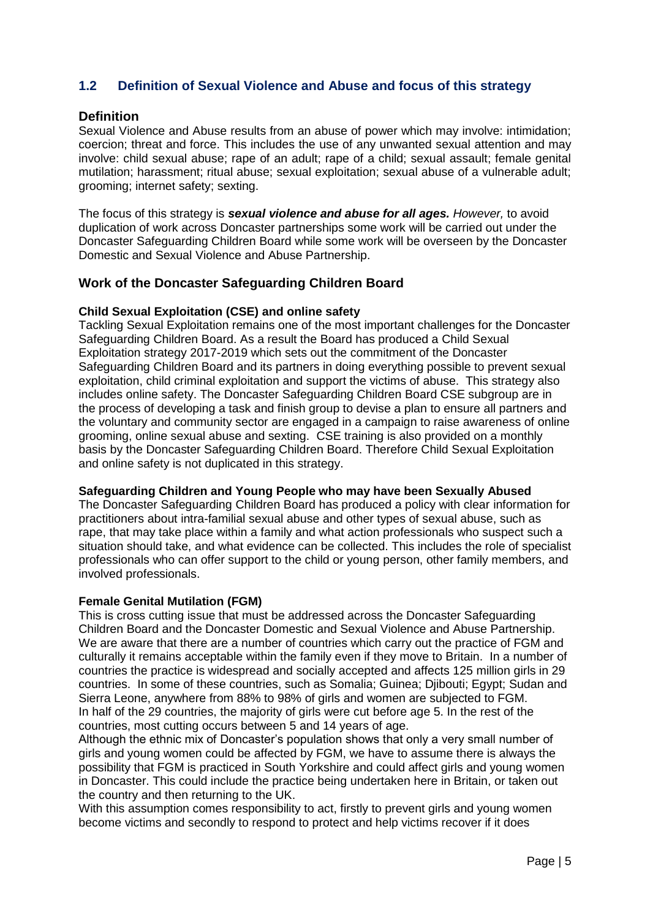## 1.2 Definition of Sexual Violence and Abuse and focus of this strategy

### Definition

Sexual Violence and Abuse results from an abuse of power which may involve: intimidation; coercion; threat and force. This includes the use of any unwanted sexual attention and may involve: child sexual abuse; rape of an adult; rape of a child; sexual assault; female genital mutilation; harassment; ritual abuse; sexual exploitation; sexual abuse of a vulnerable adult; grooming; internet safety; sexting.

The focus of this strategy is ***sexual violence and abuse for all ages.*** *However,* to avoid duplication of work across Doncaster partnerships some work will be carried out under the Doncaster Safeguarding Children Board while some work will be overseen by the Doncaster Domestic and Sexual Violence and Abuse Partnership.

### Work of the Doncaster Safeguarding Children Board

**Child Sexual Exploitation (CSE) and online safety**

Tackling Sexual Exploitation remains one of the most important challenges for the Doncaster Safeguarding Children Board. As a result the Board has produced a Child Sexual Exploitation strategy 2017-2019 which sets out the commitment of the Doncaster Safeguarding Children Board and its partners in doing everything possible to prevent sexual exploitation, child criminal exploitation and support the victims of abuse. This strategy also includes online safety. The Doncaster Safeguarding Children Board CSE subgroup are in the process of developing a task and finish group to devise a plan to ensure all partners and the voluntary and community sector are engaged in a campaign to raise awareness of online grooming, online sexual abuse and sexting. CSE training is also provided on a monthly basis by the Doncaster Safeguarding Children Board. Therefore Child Sexual Exploitation and online safety is not duplicated in this strategy.

**Safeguarding Children and Young People who may have been Sexually Abused**

The Doncaster Safeguarding Children Board has produced a policy with clear information for practitioners about intra-familial sexual abuse and other types of sexual abuse, such as rape, that may take place within a family and what action professionals who suspect such a situation should take, and what evidence can be collected. This includes the role of specialist professionals who can offer support to the child or young person, other family members, and involved professionals.

**Female Genital Mutilation (FGM)**

This is cross cutting issue that must be addressed across the Doncaster Safeguarding Children Board and the Doncaster Domestic and Sexual Violence and Abuse Partnership. We are aware that there are a number of countries which carry out the practice of FGM and culturally it remains acceptable within the family even if they move to Britain. In a number of countries the practice is widespread and socially accepted and affects 125 million girls in 29 countries. In some of these countries, such as Somalia; Guinea; Djibouti; Egypt; Sudan and Sierra Leone, anywhere from 88% to 98% of girls and women are subjected to FGM. In half of the 29 countries, the majority of girls were cut before age 5. In the rest of the countries, most cutting occurs between 5 and 14 years of age.

Although the ethnic mix of Doncaster's population shows that only a very small number of girls and young women could be affected by FGM, we have to assume there is always the possibility that FGM is practiced in South Yorkshire and could affect girls and young women in Doncaster. This could include the practice being undertaken here in Britain, or taken out the country and then returning to the UK.

With this assumption comes responsibility to act, firstly to prevent girls and young women become victims and secondly to respond to protect and help victims recover if it does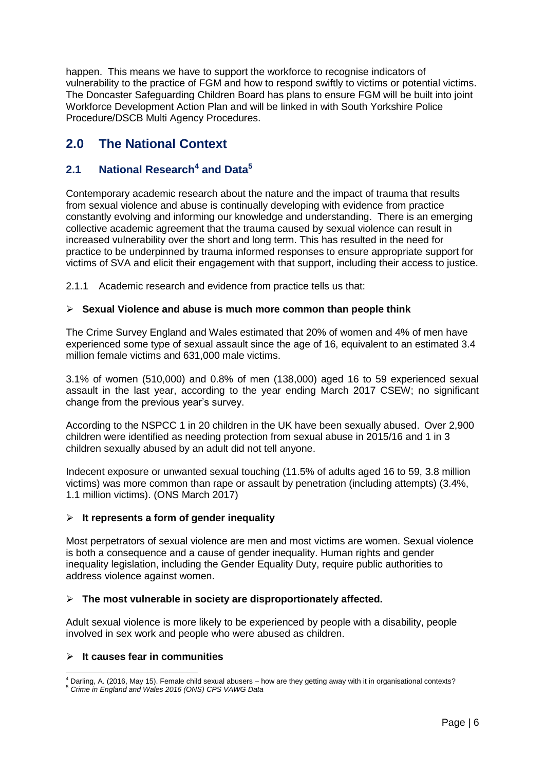happen. This means we have to support the workforce to recognise indicators of vulnerability to the practice of FGM and how to respond swiftly to victims or potential victims. The Doncaster Safeguarding Children Board has plans to ensure FGM will be built into joint Workforce Development Action Plan and will be linked in with South Yorkshire Police Procedure/DSCB Multi Agency Procedures.

## 2.0 The National Context

### 2.1 National Research[4] and Data[5]

Contemporary academic research about the nature and the impact of trauma that results from sexual violence and abuse is continually developing with evidence from practice constantly evolving and informing our knowledge and understanding. There is an emerging collective academic agreement that the trauma caused by sexual violence can result in increased vulnerability over the short and long term. This has resulted in the need for practice to be underpinned by trauma informed responses to ensure appropriate support for victims of SVA and elicit their engagement with that support, including their access to justice.

2.1.1 Academic research and evidence from practice tells us that:

- **Sexual Violence and abuse is much more common than people think**

The Crime Survey England and Wales estimated that 20% of women and 4% of men have experienced some type of sexual assault since the age of 16, equivalent to an estimated 3.4 million female victims and 631,000 male victims.

3.1% of women (510,000) and 0.8% of men (138,000) aged 16 to 59 experienced sexual assault in the last year, according to the year ending March 2017 CSEW; no significant change from the previous year's survey.

According to the NSPCC 1 in 20 children in the UK have been sexually abused. Over 2,900 children were identified as needing protection from sexual abuse in 2015/16 and 1 in 3 children sexually abused by an adult did not tell anyone.

Indecent exposure or unwanted sexual touching (11.5% of adults aged 16 to 59, 3.8 million victims) was more common than rape or assault by penetration (including attempts) (3.4%, 1.1 million victims). (ONS March 2017)

- **It represents a form of gender inequality**

Most perpetrators of sexual violence are men and most victims are women. Sexual violence is both a consequence and a cause of gender inequality. Human rights and gender inequality legislation, including the Gender Equality Duty, require public authorities to address violence against women.

- **The most vulnerable in society are disproportionately affected.**

Adult sexual violence is more likely to be experienced by people with a disability, people involved in sex work and people who were abused as children.

- **It causes fear in communities**

---

[4] Darling, A. (2016, May 15). Female child sexual abusers – how are they getting away with it in organisational contexts?

[5] *Crime in England and Wales 2016 (ONS) CPS VAWG Data*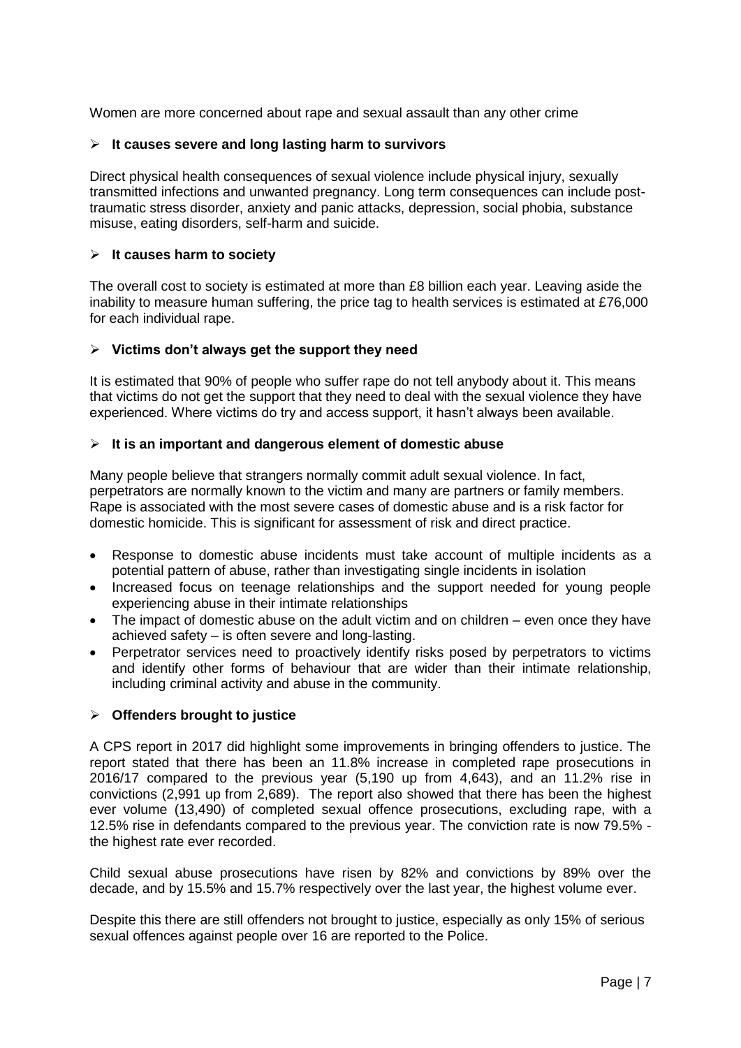Women are more concerned about rape and sexual assault than any other crime

- **It causes severe and long lasting harm to survivors**

Direct physical health consequences of sexual violence include physical injury, sexually transmitted infections and unwanted pregnancy. Long term consequences can include post-traumatic stress disorder, anxiety and panic attacks, depression, social phobia, substance misuse, eating disorders, self-harm and suicide.

- **It causes harm to society**

The overall cost to society is estimated at more than £8 billion each year. Leaving aside the inability to measure human suffering, the price tag to health services is estimated at £76,000 for each individual rape.

- **Victims don't always get the support they need**

It is estimated that 90% of people who suffer rape do not tell anybody about it. This means that victims do not get the support that they need to deal with the sexual violence they have experienced. Where victims do try and access support, it hasn't always been available.

- **It is an important and dangerous element of domestic abuse**

Many people believe that strangers normally commit adult sexual violence. In fact, perpetrators are normally known to the victim and many are partners or family members. Rape is associated with the most severe cases of domestic abuse and is a risk factor for domestic homicide. This is significant for assessment of risk and direct practice.

- Response to domestic abuse incidents must take account of multiple incidents as a potential pattern of abuse, rather than investigating single incidents in isolation
- Increased focus on teenage relationships and the support needed for young people experiencing abuse in their intimate relationships
- The impact of domestic abuse on the adult victim and on children – even once they have achieved safety – is often severe and long-lasting.
- Perpetrator services need to proactively identify risks posed by perpetrators to victims and identify other forms of behaviour that are wider than their intimate relationship, including criminal activity and abuse in the community.

- **Offenders brought to justice**

A CPS report in 2017 did highlight some improvements in bringing offenders to justice. The report stated that there has been an 11.8% increase in completed rape prosecutions in 2016/17 compared to the previous year (5,190 up from 4,643), and an 11.2% rise in convictions (2,991 up from 2,689). The report also showed that there has been the highest ever volume (13,490) of completed sexual offence prosecutions, excluding rape, with a 12.5% rise in defendants compared to the previous year. The conviction rate is now 79.5% - the highest rate ever recorded.

Child sexual abuse prosecutions have risen by 82% and convictions by 89% over the decade, and by 15.5% and 15.7% respectively over the last year, the highest volume ever.

Despite this there are still offenders not brought to justice, especially as only 15% of serious sexual offences against people over 16 are reported to the Police.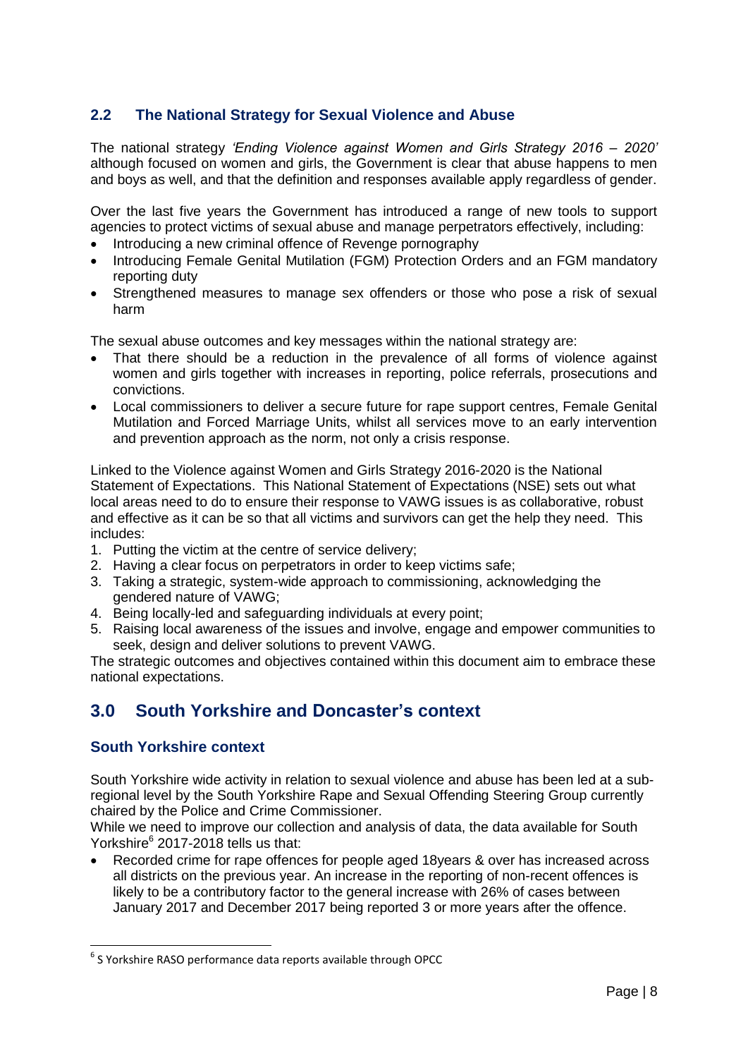## 2.2 The National Strategy for Sexual Violence and Abuse

The national strategy *'Ending Violence against Women and Girls Strategy 2016 – 2020'* although focused on women and girls, the Government is clear that abuse happens to men and boys as well, and that the definition and responses available apply regardless of gender.

Over the last five years the Government has introduced a range of new tools to support agencies to protect victims of sexual abuse and manage perpetrators effectively, including:

- Introducing a new criminal offence of Revenge pornography
- Introducing Female Genital Mutilation (FGM) Protection Orders and an FGM mandatory reporting duty
- Strengthened measures to manage sex offenders or those who pose a risk of sexual harm

The sexual abuse outcomes and key messages within the national strategy are:

- That there should be a reduction in the prevalence of all forms of violence against women and girls together with increases in reporting, police referrals, prosecutions and convictions.
- Local commissioners to deliver a secure future for rape support centres, Female Genital Mutilation and Forced Marriage Units, whilst all services move to an early intervention and prevention approach as the norm, not only a crisis response.

Linked to the Violence against Women and Girls Strategy 2016-2020 is the National Statement of Expectations. This National Statement of Expectations (NSE) sets out what local areas need to do to ensure their response to VAWG issues is as collaborative, robust and effective as it can be so that all victims and survivors can get the help they need. This includes:

1. Putting the victim at the centre of service delivery;
2. Having a clear focus on perpetrators in order to keep victims safe;
3. Taking a strategic, system-wide approach to commissioning, acknowledging the gendered nature of VAWG;
4. Being locally-led and safeguarding individuals at every point;
5. Raising local awareness of the issues and involve, engage and empower communities to seek, design and deliver solutions to prevent VAWG.

The strategic outcomes and objectives contained within this document aim to embrace these national expectations.

# 3.0 South Yorkshire and Doncaster's context

### South Yorkshire context

South Yorkshire wide activity in relation to sexual violence and abuse has been led at a sub-regional level by the South Yorkshire Rape and Sexual Offending Steering Group currently chaired by the Police and Crime Commissioner.

While we need to improve our collection and analysis of data, the data available for South Yorkshire[6] 2017-2018 tells us that:

- Recorded crime for rape offences for people aged 18years & over has increased across all districts on the previous year. An increase in the reporting of non-recent offences is likely to be a contributory factor to the general increase with 26% of cases between January 2017 and December 2017 being reported 3 or more years after the offence.

---

[6] S Yorkshire RASO performance data reports available through OPCC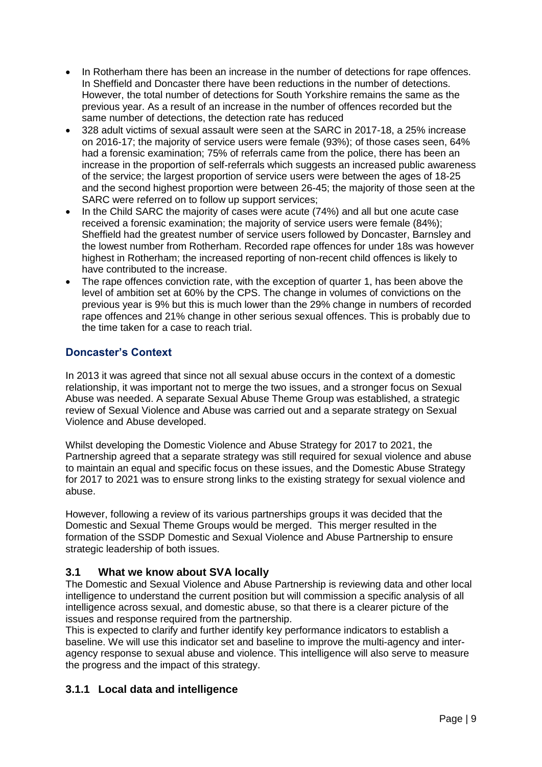- In Rotherham there has been an increase in the number of detections for rape offences. In Sheffield and Doncaster there have been reductions in the number of detections. However, the total number of detections for South Yorkshire remains the same as the previous year. As a result of an increase in the number of offences recorded but the same number of detections, the detection rate has reduced
- 328 adult victims of sexual assault were seen at the SARC in 2017-18, a 25% increase on 2016-17; the majority of service users were female (93%); of those cases seen, 64% had a forensic examination; 75% of referrals came from the police, there has been an increase in the proportion of self-referrals which suggests an increased public awareness of the service; the largest proportion of service users were between the ages of 18-25 and the second highest proportion were between 26-45; the majority of those seen at the SARC were referred on to follow up support services;
- In the Child SARC the majority of cases were acute (74%) and all but one acute case received a forensic examination; the majority of service users were female (84%); Sheffield had the greatest number of service users followed by Doncaster, Barnsley and the lowest number from Rotherham. Recorded rape offences for under 18s was however highest in Rotherham; the increased reporting of non-recent child offences is likely to have contributed to the increase.
- The rape offences conviction rate, with the exception of quarter 1, has been above the level of ambition set at 60% by the CPS. The change in volumes of convictions on the previous year is 9% but this is much lower than the 29% change in numbers of recorded rape offences and 21% change in other serious sexual offences. This is probably due to the time taken for a case to reach trial.

## Doncaster's Context

In 2013 it was agreed that since not all sexual abuse occurs in the context of a domestic relationship, it was important not to merge the two issues, and a stronger focus on Sexual Abuse was needed. A separate Sexual Abuse Theme Group was established, a strategic review of Sexual Violence and Abuse was carried out and a separate strategy on Sexual Violence and Abuse developed.

Whilst developing the Domestic Violence and Abuse Strategy for 2017 to 2021, the Partnership agreed that a separate strategy was still required for sexual violence and abuse to maintain an equal and specific focus on these issues, and the Domestic Abuse Strategy for 2017 to 2021 was to ensure strong links to the existing strategy for sexual violence and abuse.

However, following a review of its various partnerships groups it was decided that the Domestic and Sexual Theme Groups would be merged. This merger resulted in the formation of the SSDP Domestic and Sexual Violence and Abuse Partnership to ensure strategic leadership of both issues.

## 3.1 What we know about SVA locally

The Domestic and Sexual Violence and Abuse Partnership is reviewing data and other local intelligence to understand the current position but will commission a specific analysis of all intelligence across sexual, and domestic abuse, so that there is a clearer picture of the issues and response required from the partnership.

This is expected to clarify and further identify key performance indicators to establish a baseline. We will use this indicator set and baseline to improve the multi-agency and inter-agency response to sexual abuse and violence. This intelligence will also serve to measure the progress and the impact of this strategy.

### 3.1.1 Local data and intelligence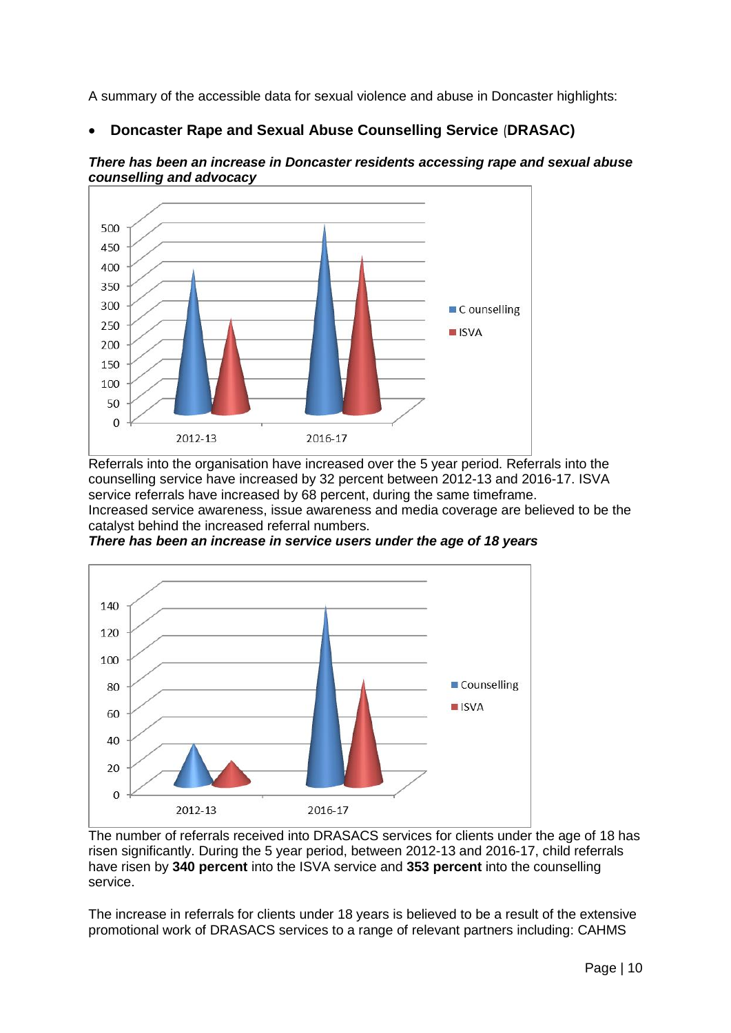A summary of the accessible data for sexual violence and abuse in Doncaster highlights:

- **Doncaster Rape and Sexual Abuse Counselling Service (DRASAC)**

***There has been an increase in Doncaster residents accessing rape and sexual abuse counselling and advocacy***

Referrals into the organisation have increased over the 5 year period. Referrals into the counselling service have increased by 32 percent between 2012-13 and 2016-17. ISVA service referrals have increased by 68 percent, during the same timeframe.
Increased service awareness, issue awareness and media coverage are believed to be the catalyst behind the increased referral numbers.

***There has been an increase in service users under the age of 18 years***

The number of referrals received into DRASACS services for clients under the age of 18 has risen significantly. During the 5 year period, between 2012-13 and 2016-17, child referrals have risen by **340 percent** into the ISVA service and **353 percent** into the counselling service.

The increase in referrals for clients under 18 years is believed to be a result of the extensive promotional work of DRASACS services to a range of relevant partners including: CAHMS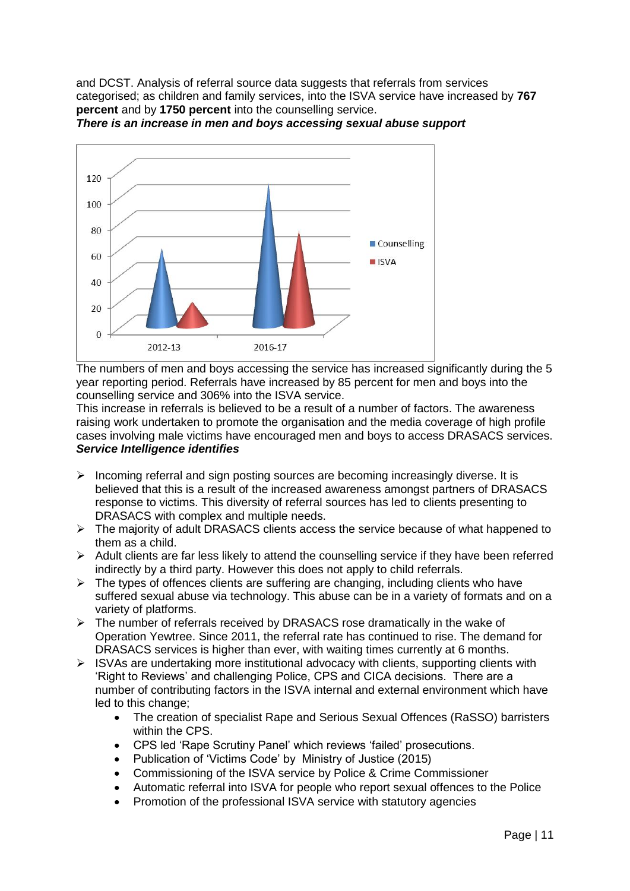and DCST. Analysis of referral source data suggests that referrals from services categorised; as children and family services, into the ISVA service have increased by **767 percent** and by **1750 percent** into the counselling service.

***There is an increase in men and boys accessing sexual abuse support***

The numbers of men and boys accessing the service has increased significantly during the 5 year reporting period. Referrals have increased by 85 percent for men and boys into the counselling service and 306% into the ISVA service.

This increase in referrals is believed to be a result of a number of factors. The awareness raising work undertaken to promote the organisation and the media coverage of high profile cases involving male victims have encouraged men and boys to access DRASACS services.

***Service Intelligence identifies***

- Incoming referral and sign posting sources are becoming increasingly diverse. It is believed that this is a result of the increased awareness amongst partners of DRASACS response to victims. This diversity of referral sources has led to clients presenting to DRASACS with complex and multiple needs.
- The majority of adult DRASACS clients access the service because of what happened to them as a child.
- Adult clients are far less likely to attend the counselling service if they have been referred indirectly by a third party. However this does not apply to child referrals.
- The types of offences clients are suffering are changing, including clients who have suffered sexual abuse via technology. This abuse can be in a variety of formats and on a variety of platforms.
- The number of referrals received by DRASACS rose dramatically in the wake of Operation Yewtree. Since 2011, the referral rate has continued to rise. The demand for DRASACS services is higher than ever, with waiting times currently at 6 months.
- ISVAs are undertaking more institutional advocacy with clients, supporting clients with 'Right to Reviews' and challenging Police, CPS and CICA decisions. There are a number of contributing factors in the ISVA internal and external environment which have led to this change;
    - The creation of specialist Rape and Serious Sexual Offences (RaSSO) barristers within the CPS.
    - CPS led 'Rape Scrutiny Panel' which reviews 'failed' prosecutions.
    - Publication of 'Victims Code' by Ministry of Justice (2015)
    - Commissioning of the ISVA service by Police & Crime Commissioner
    - Automatic referral into ISVA for people who report sexual offences to the Police
    - Promotion of the professional ISVA service with statutory agencies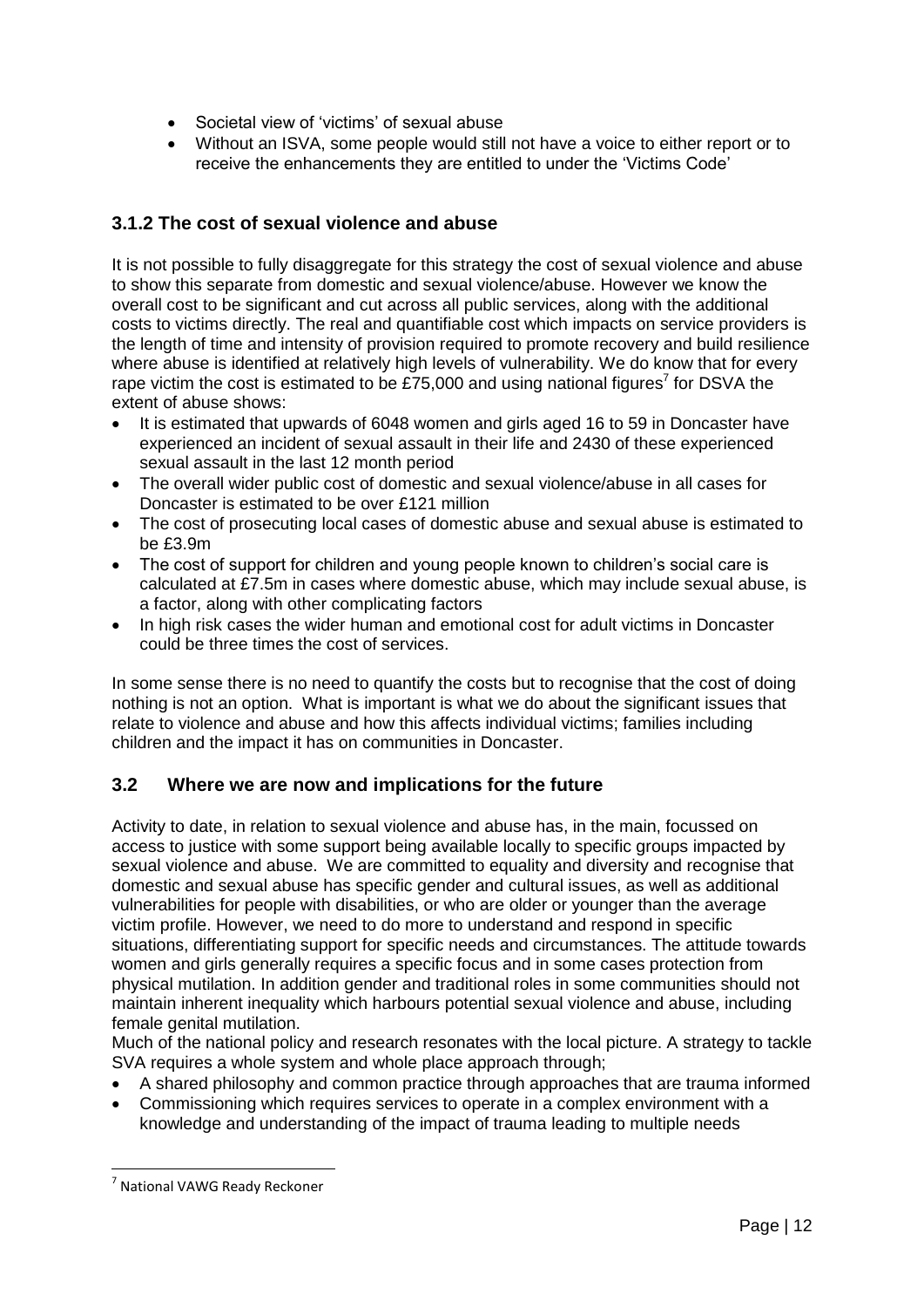- Societal view of 'victims' of sexual abuse
- Without an ISVA, some people would still not have a voice to either report or to receive the enhancements they are entitled to under the 'Victims Code'

### 3.1.2 The cost of sexual violence and abuse

It is not possible to fully disaggregate for this strategy the cost of sexual violence and abuse to show this separate from domestic and sexual violence/abuse. However we know the overall cost to be significant and cut across all public services, along with the additional costs to victims directly. The real and quantifiable cost which impacts on service providers is the length of time and intensity of provision required to promote recovery and build resilience where abuse is identified at relatively high levels of vulnerability. We do know that for every rape victim the cost is estimated to be £75,000 and using national figures[7] for DSVA the extent of abuse shows:

- It is estimated that upwards of 6048 women and girls aged 16 to 59 in Doncaster have experienced an incident of sexual assault in their life and 2430 of these experienced sexual assault in the last 12 month period
- The overall wider public cost of domestic and sexual violence/abuse in all cases for Doncaster is estimated to be over £121 million
- The cost of prosecuting local cases of domestic abuse and sexual abuse is estimated to be £3.9m
- The cost of support for children and young people known to children's social care is calculated at £7.5m in cases where domestic abuse, which may include sexual abuse, is a factor, along with other complicating factors
- In high risk cases the wider human and emotional cost for adult victims in Doncaster could be three times the cost of services.

In some sense there is no need to quantify the costs but to recognise that the cost of doing nothing is not an option. What is important is what we do about the significant issues that relate to violence and abuse and how this affects individual victims; families including children and the impact it has on communities in Doncaster.

## 3.2 Where we are now and implications for the future

Activity to date, in relation to sexual violence and abuse has, in the main, focussed on access to justice with some support being available locally to specific groups impacted by sexual violence and abuse. We are committed to equality and diversity and recognise that domestic and sexual abuse has specific gender and cultural issues, as well as additional vulnerabilities for people with disabilities, or who are older or younger than the average victim profile. However, we need to do more to understand and respond in specific situations, differentiating support for specific needs and circumstances. The attitude towards women and girls generally requires a specific focus and in some cases protection from physical mutilation. In addition gender and traditional roles in some communities should not maintain inherent inequality which harbours potential sexual violence and abuse, including female genital mutilation.

Much of the national policy and research resonates with the local picture. A strategy to tackle SVA requires a whole system and whole place approach through;

- A shared philosophy and common practice through approaches that are trauma informed
- Commissioning which requires services to operate in a complex environment with a knowledge and understanding of the impact of trauma leading to multiple needs

[7] National VAWG Ready Reckoner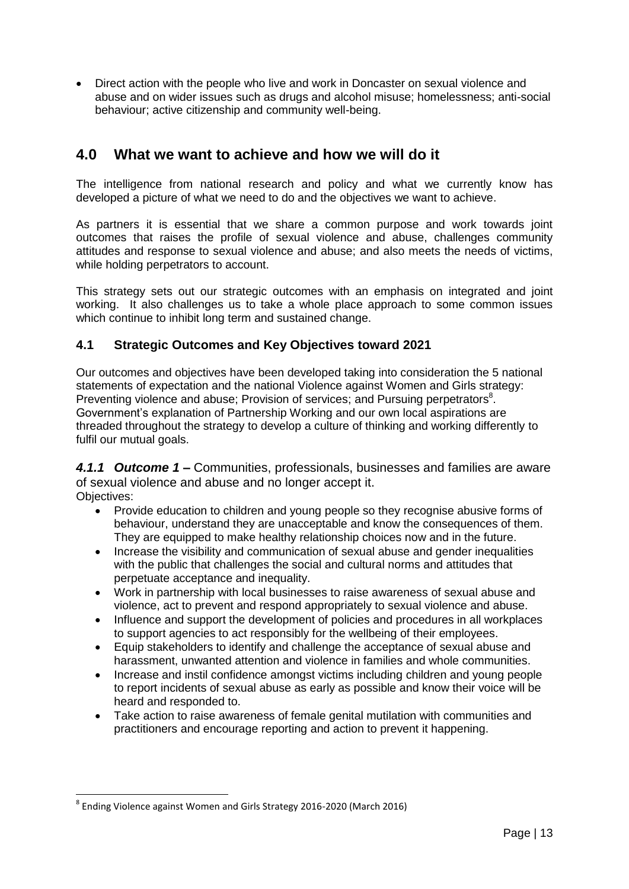- Direct action with the people who live and work in Doncaster on sexual violence and abuse and on wider issues such as drugs and alcohol misuse; homelessness; anti-social behaviour; active citizenship and community well-being.

## 4.0 What we want to achieve and how we will do it

The intelligence from national research and policy and what we currently know has developed a picture of what we need to do and the objectives we want to achieve.

As partners it is essential that we share a common purpose and work towards joint outcomes that raises the profile of sexual violence and abuse, challenges community attitudes and response to sexual violence and abuse; and also meets the needs of victims, while holding perpetrators to account.

This strategy sets out our strategic outcomes with an emphasis on integrated and joint working. It also challenges us to take a whole place approach to some common issues which continue to inhibit long term and sustained change.

### 4.1 Strategic Outcomes and Key Objectives toward 2021

Our outcomes and objectives have been developed taking into consideration the 5 national statements of expectation and the national Violence against Women and Girls strategy: Preventing violence and abuse; Provision of services; and Pursuing perpetrators[8]. Government's explanation of Partnership Working and our own local aspirations are threaded throughout the strategy to develop a culture of thinking and working differently to fulfil our mutual goals.

***4.1.1 Outcome 1 –*** Communities, professionals, businesses and families are aware of sexual violence and abuse and no longer accept it.

Objectives:

- Provide education to children and young people so they recognise abusive forms of behaviour, understand they are unacceptable and know the consequences of them. They are equipped to make healthy relationship choices now and in the future.
- Increase the visibility and communication of sexual abuse and gender inequalities with the public that challenges the social and cultural norms and attitudes that perpetuate acceptance and inequality.
- Work in partnership with local businesses to raise awareness of sexual abuse and violence, act to prevent and respond appropriately to sexual violence and abuse.
- Influence and support the development of policies and procedures in all workplaces to support agencies to act responsibly for the wellbeing of their employees.
- Equip stakeholders to identify and challenge the acceptance of sexual abuse and harassment, unwanted attention and violence in families and whole communities.
- Increase and instil confidence amongst victims including children and young people to report incidents of sexual abuse as early as possible and know their voice will be heard and responded to.
- Take action to raise awareness of female genital mutilation with communities and practitioners and encourage reporting and action to prevent it happening.

---

[8] Ending Violence against Women and Girls Strategy 2016-2020 (March 2016)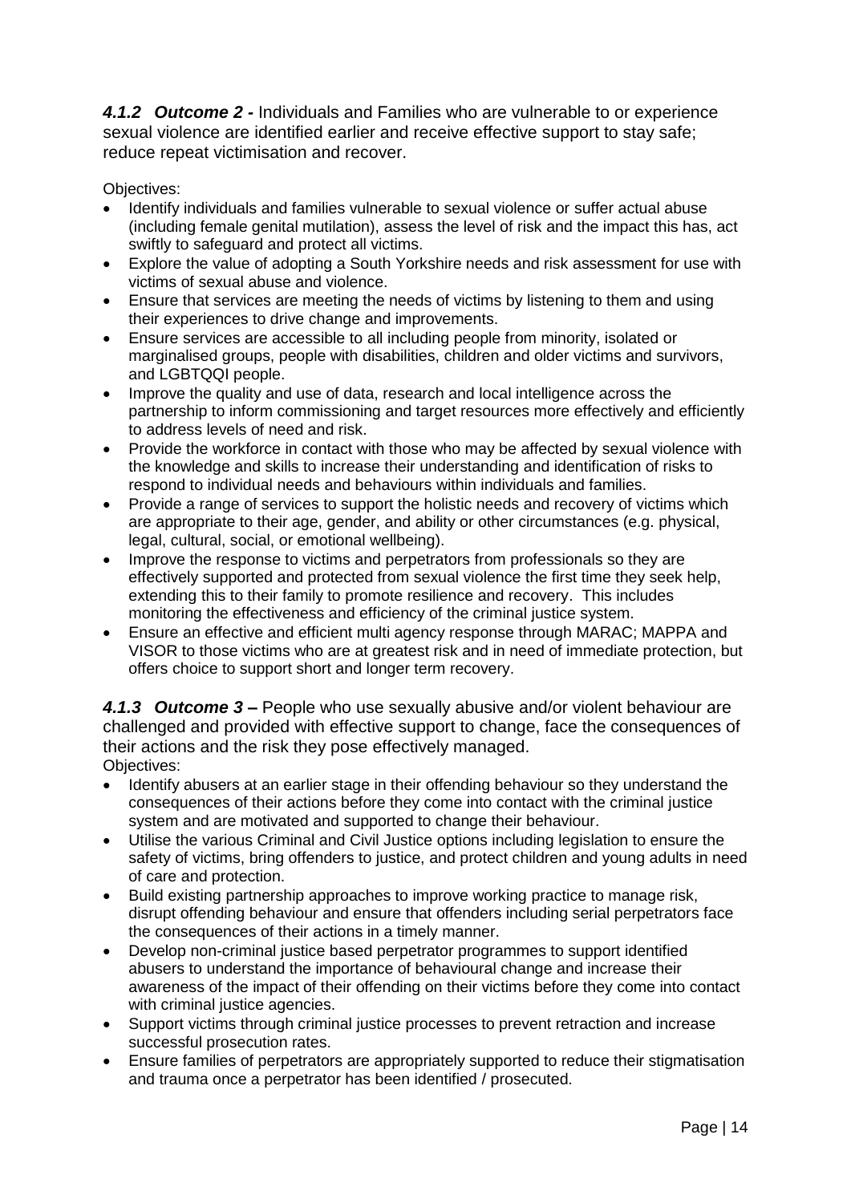#### ***4.1.2 Outcome 2 -*** Individuals and Families who are vulnerable to or experience sexual violence are identified earlier and receive effective support to stay safe; reduce repeat victimisation and recover.

Objectives:

- Identify individuals and families vulnerable to sexual violence or suffer actual abuse (including female genital mutilation), assess the level of risk and the impact this has, act swiftly to safeguard and protect all victims.
- Explore the value of adopting a South Yorkshire needs and risk assessment for use with victims of sexual abuse and violence.
- Ensure that services are meeting the needs of victims by listening to them and using their experiences to drive change and improvements.
- Ensure services are accessible to all including people from minority, isolated or marginalised groups, people with disabilities, children and older victims and survivors, and LGBTQQI people.
- Improve the quality and use of data, research and local intelligence across the partnership to inform commissioning and target resources more effectively and efficiently to address levels of need and risk.
- Provide the workforce in contact with those who may be affected by sexual violence with the knowledge and skills to increase their understanding and identification of risks to respond to individual needs and behaviours within individuals and families.
- Provide a range of services to support the holistic needs and recovery of victims which are appropriate to their age, gender, and ability or other circumstances (e.g. physical, legal, cultural, social, or emotional wellbeing).
- Improve the response to victims and perpetrators from professionals so they are effectively supported and protected from sexual violence the first time they seek help, extending this to their family to promote resilience and recovery. This includes monitoring the effectiveness and efficiency of the criminal justice system.
- Ensure an effective and efficient multi agency response through MARAC; MAPPA and VISOR to those victims who are at greatest risk and in need of immediate protection, but offers choice to support short and longer term recovery.

#### ***4.1.3 Outcome 3 –*** People who use sexually abusive and/or violent behaviour are challenged and provided with effective support to change, face the consequences of their actions and the risk they pose effectively managed.

Objectives:

- Identify abusers at an earlier stage in their offending behaviour so they understand the consequences of their actions before they come into contact with the criminal justice system and are motivated and supported to change their behaviour.
- Utilise the various Criminal and Civil Justice options including legislation to ensure the safety of victims, bring offenders to justice, and protect children and young adults in need of care and protection.
- Build existing partnership approaches to improve working practice to manage risk, disrupt offending behaviour and ensure that offenders including serial perpetrators face the consequences of their actions in a timely manner.
- Develop non-criminal justice based perpetrator programmes to support identified abusers to understand the importance of behavioural change and increase their awareness of the impact of their offending on their victims before they come into contact with criminal justice agencies.
- Support victims through criminal justice processes to prevent retraction and increase successful prosecution rates.
- Ensure families of perpetrators are appropriately supported to reduce their stigmatisation and trauma once a perpetrator has been identified / prosecuted.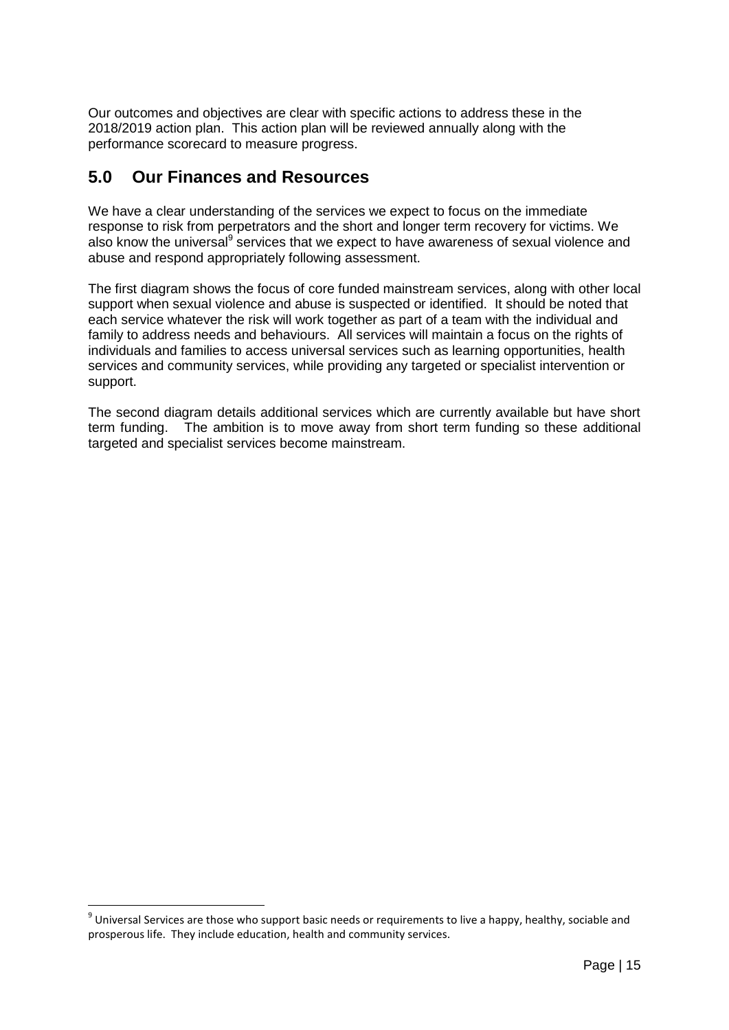Our outcomes and objectives are clear with specific actions to address these in the 2018/2019 action plan. This action plan will be reviewed annually along with the performance scorecard to measure progress.

## 5.0 Our Finances and Resources

We have a clear understanding of the services we expect to focus on the immediate response to risk from perpetrators and the short and longer term recovery for victims. We also know the universal[9] services that we expect to have awareness of sexual violence and abuse and respond appropriately following assessment.

The first diagram shows the focus of core funded mainstream services, along with other local support when sexual violence and abuse is suspected or identified. It should be noted that each service whatever the risk will work together as part of a team with the individual and family to address needs and behaviours. All services will maintain a focus on the rights of individuals and families to access universal services such as learning opportunities, health services and community services, while providing any targeted or specialist intervention or support.

The second diagram details additional services which are currently available but have short term funding. The ambition is to move away from short term funding so these additional targeted and specialist services become mainstream.

---

[9] Universal Services are those who support basic needs or requirements to live a happy, healthy, sociable and prosperous life. They include education, health and community services.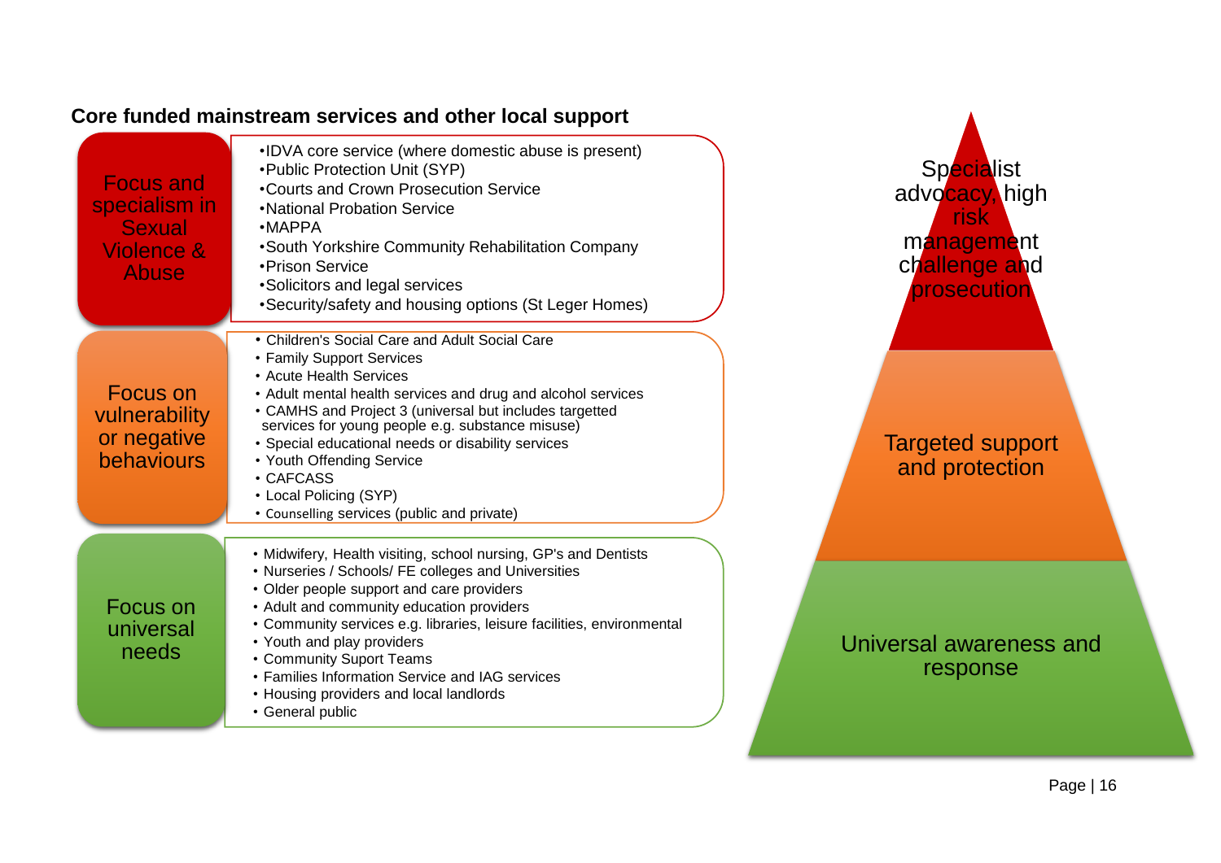## Core funded mainstream services and other local support

### Focus and specialism in Sexual Violence & Abuse

- IDVA core service (where domestic abuse is present)
- Public Protection Unit (SYP)
- Courts and Crown Prosecution Service
- National Probation Service
- MAPPA
- South Yorkshire Community Rehabilitation Company
- Prison Service
- Solicitors and legal services
- Security/safety and housing options (St Leger Homes)

### Focus on vulnerability or negative behaviours

- Children's Social Care and Adult Social Care
- Family Support Services
- Acute Health Services
- Adult mental health services and drug and alcohol services
- CAMHS and Project 3 (universal but includes targetted services for young people e.g. substance misuse)
- Special educational needs or disability services
- Youth Offending Service
- CAFCASS
- Local Policing (SYP)
- Counselling services (public and private)

### Focus on universal needs

- Midwifery, Health visiting, school nursing, GP's and Dentists
- Nurseries / Schools/ FE colleges and Universities
- Older people support and care providers
- Adult and community education providers
- Community services e.g. libraries, leisure facilities, environmental
- Youth and play providers
- Community Suport Teams
- Families Information Service and IAG services
- Housing providers and local landlords
- General public

Specialist advocacy, high risk management challenge and prosecution

Targeted support and protection

Universal awareness and response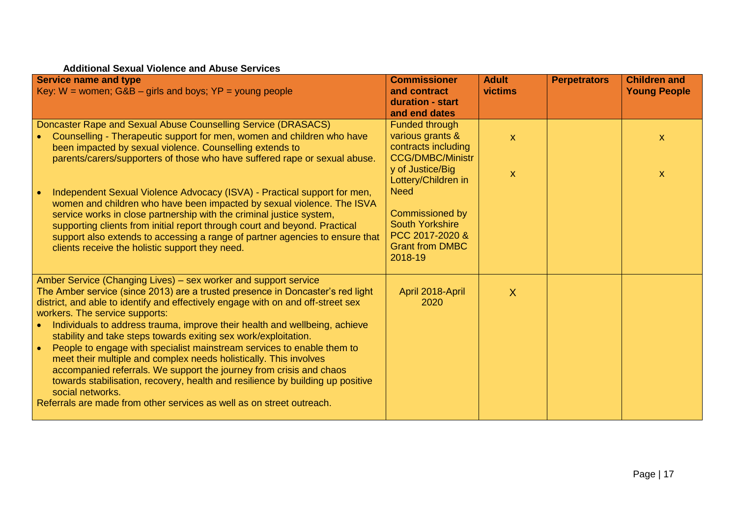**Additional Sexual Violence and Abuse Services**

| **Service name and type**<br>Key: W = women; G&B – girls and boys; YP = young people | **Commissioner and contract duration - start and end dates** | **Adult victims** | **Perpetrators** | **Children and Young People** |
|---|---|---|---|---|
| Doncaster Rape and Sexual Abuse Counselling Service (DRASACS)<br>• Counselling - Therapeutic support for men, women and children who have been impacted by sexual violence. Counselling extends to parents/carers/supporters of those who have suffered rape or sexual abuse.<br>• Independent Sexual Violence Advocacy (ISVA) - Practical support for men, women and children who have been impacted by sexual violence. The ISVA service works in close partnership with the criminal justice system, supporting clients from initial report through court and beyond. Practical support also extends to accessing a range of partner agencies to ensure that clients receive the holistic support they need. | Funded through various grants & contracts including CCG/DMBC/Ministry of Justice/Big Lottery/Children in Need<br><br>Commissioned by South Yorkshire PCC 2017-2020 & Grant from DMBC 2018-19 | x<br><br>x | | x<br><br>x |
| Amber Service (Changing Lives) – sex worker and support service<br>The Amber service (since 2013) are a trusted presence in Doncaster's red light district, and able to identify and effectively engage with on and off-street sex workers. The service supports:<br>• Individuals to address trauma, improve their health and wellbeing, achieve stability and take steps towards exiting sex work/exploitation.<br>• People to engage with specialist mainstream services to enable them to meet their multiple and complex needs holistically. This involves accompanied referrals. We support the journey from crisis and chaos towards stabilisation, recovery, health and resilience by building up positive social networks.<br>Referrals are made from other services as well as on street outreach. | April 2018-April 2020 | X | | |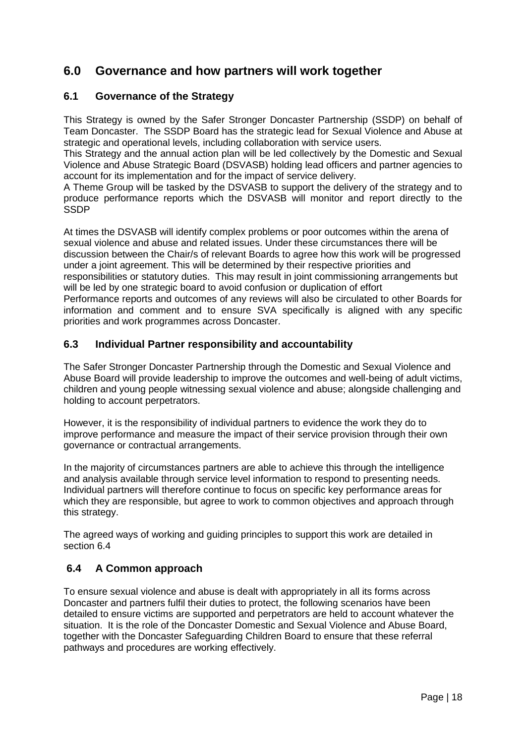## 6.0 Governance and how partners will work together

### 6.1 Governance of the Strategy

This Strategy is owned by the Safer Stronger Doncaster Partnership (SSDP) on behalf of Team Doncaster. The SSDP Board has the strategic lead for Sexual Violence and Abuse at strategic and operational levels, including collaboration with service users.
This Strategy and the annual action plan will be led collectively by the Domestic and Sexual Violence and Abuse Strategic Board (DSVASB) holding lead officers and partner agencies to account for its implementation and for the impact of service delivery.
A Theme Group will be tasked by the DSVASB to support the delivery of the strategy and to produce performance reports which the DSVASB will monitor and report directly to the SSDP

At times the DSVASB will identify complex problems or poor outcomes within the arena of sexual violence and abuse and related issues. Under these circumstances there will be discussion between the Chair/s of relevant Boards to agree how this work will be progressed under a joint agreement. This will be determined by their respective priorities and responsibilities or statutory duties. This may result in joint commissioning arrangements but will be led by one strategic board to avoid confusion or duplication of effort
Performance reports and outcomes of any reviews will also be circulated to other Boards for information and comment and to ensure SVA specifically is aligned with any specific priorities and work programmes across Doncaster.

### 6.3 Individual Partner responsibility and accountability

The Safer Stronger Doncaster Partnership through the Domestic and Sexual Violence and Abuse Board will provide leadership to improve the outcomes and well-being of adult victims, children and young people witnessing sexual violence and abuse; alongside challenging and holding to account perpetrators.

However, it is the responsibility of individual partners to evidence the work they do to improve performance and measure the impact of their service provision through their own governance or contractual arrangements.

In the majority of circumstances partners are able to achieve this through the intelligence and analysis available through service level information to respond to presenting needs. Individual partners will therefore continue to focus on specific key performance areas for which they are responsible, but agree to work to common objectives and approach through this strategy.

The agreed ways of working and guiding principles to support this work are detailed in section 6.4

### 6.4 A Common approach

To ensure sexual violence and abuse is dealt with appropriately in all its forms across Doncaster and partners fulfil their duties to protect, the following scenarios have been detailed to ensure victims are supported and perpetrators are held to account whatever the situation. It is the role of the Doncaster Domestic and Sexual Violence and Abuse Board, together with the Doncaster Safeguarding Children Board to ensure that these referral pathways and procedures are working effectively.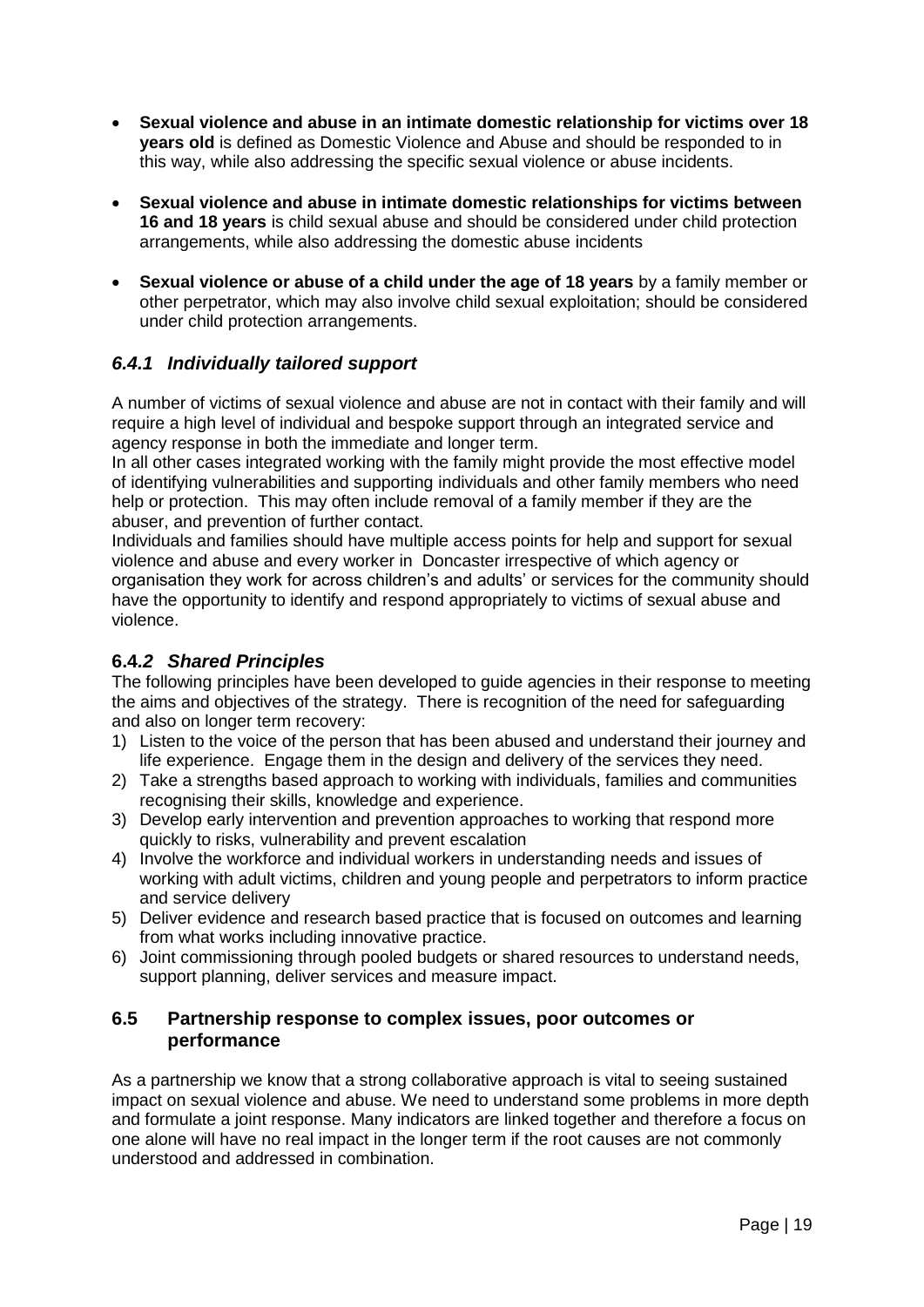- **Sexual violence and abuse in an intimate domestic relationship for victims over 18 years old** is defined as Domestic Violence and Abuse and should be responded to in this way, while also addressing the specific sexual violence or abuse incidents.

- **Sexual violence and abuse in intimate domestic relationships for victims between 16 and 18 years** is child sexual abuse and should be considered under child protection arrangements, while also addressing the domestic abuse incidents

- **Sexual violence or abuse of a child under the age of 18 years** by a family member or other perpetrator, which may also involve child sexual exploitation; should be considered under child protection arrangements.

### *6.4.1 Individually tailored support*

A number of victims of sexual violence and abuse are not in contact with their family and will require a high level of individual and bespoke support through an integrated service and agency response in both the immediate and longer term.

In all other cases integrated working with the family might provide the most effective model of identifying vulnerabilities and supporting individuals and other family members who need help or protection. This may often include removal of a family member if they are the abuser, and prevention of further contact.

Individuals and families should have multiple access points for help and support for sexual violence and abuse and every worker in Doncaster irrespective of which agency or organisation they work for across children's and adults' or services for the community should have the opportunity to identify and respond appropriately to victims of sexual abuse and violence.

### **6.4.*2 Shared Principles***

The following principles have been developed to guide agencies in their response to meeting the aims and objectives of the strategy. There is recognition of the need for safeguarding and also on longer term recovery:

1) Listen to the voice of the person that has been abused and understand their journey and life experience. Engage them in the design and delivery of the services they need.
2) Take a strengths based approach to working with individuals, families and communities recognising their skills, knowledge and experience.
3) Develop early intervention and prevention approaches to working that respond more quickly to risks, vulnerability and prevent escalation
4) Involve the workforce and individual workers in understanding needs and issues of working with adult victims, children and young people and perpetrators to inform practice and service delivery
5) Deliver evidence and research based practice that is focused on outcomes and learning from what works including innovative practice.
6) Joint commissioning through pooled budgets or shared resources to understand needs, support planning, deliver services and measure impact.

### **6.5 Partnership response to complex issues, poor outcomes or performance**

As a partnership we know that a strong collaborative approach is vital to seeing sustained impact on sexual violence and abuse. We need to understand some problems in more depth and formulate a joint response. Many indicators are linked together and therefore a focus on one alone will have no real impact in the longer term if the root causes are not commonly understood and addressed in combination.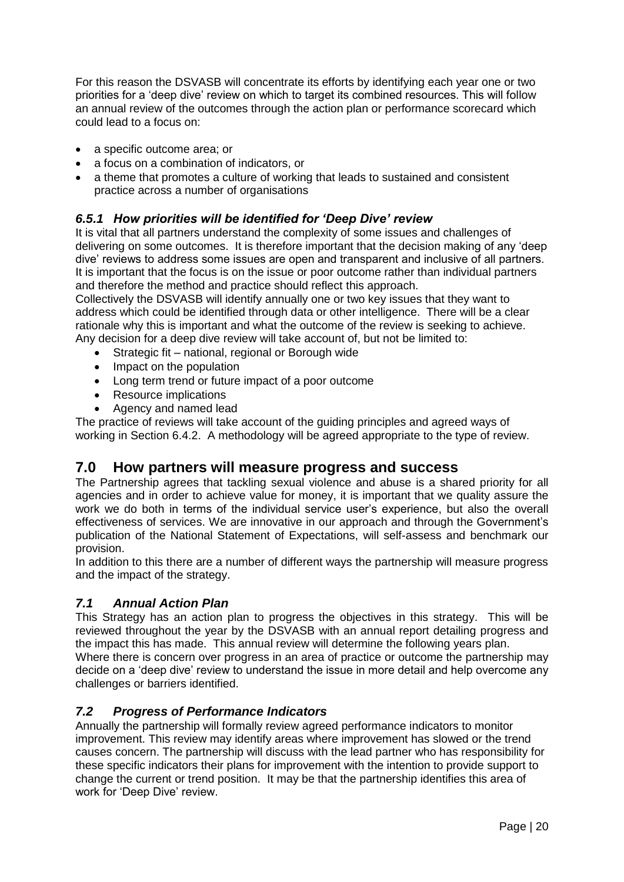For this reason the DSVASB will concentrate its efforts by identifying each year one or two priorities for a 'deep dive' review on which to target its combined resources. This will follow an annual review of the outcomes through the action plan or performance scorecard which could lead to a focus on:

- a specific outcome area; or
- a focus on a combination of indicators, or
- a theme that promotes a culture of working that leads to sustained and consistent practice across a number of organisations

### *6.5.1 How priorities will be identified for 'Deep Dive' review*

It is vital that all partners understand the complexity of some issues and challenges of delivering on some outcomes. It is therefore important that the decision making of any 'deep dive' reviews to address some issues are open and transparent and inclusive of all partners. It is important that the focus is on the issue or poor outcome rather than individual partners and therefore the method and practice should reflect this approach.

Collectively the DSVASB will identify annually one or two key issues that they want to address which could be identified through data or other intelligence. There will be a clear rationale why this is important and what the outcome of the review is seeking to achieve. Any decision for a deep dive review will take account of, but not be limited to:

- Strategic fit – national, regional or Borough wide
- Impact on the population
- Long term trend or future impact of a poor outcome
- Resource implications
- Agency and named lead

The practice of reviews will take account of the guiding principles and agreed ways of working in Section 6.4.2. A methodology will be agreed appropriate to the type of review.

## 7.0 How partners will measure progress and success

The Partnership agrees that tackling sexual violence and abuse is a shared priority for all agencies and in order to achieve value for money, it is important that we quality assure the work we do both in terms of the individual service user's experience, but also the overall effectiveness of services. We are innovative in our approach and through the Government's publication of the National Statement of Expectations, will self-assess and benchmark our provision.

In addition to this there are a number of different ways the partnership will measure progress and the impact of the strategy.

### *7.1 Annual Action Plan*

This Strategy has an action plan to progress the objectives in this strategy. This will be reviewed throughout the year by the DSVASB with an annual report detailing progress and the impact this has made. This annual review will determine the following years plan.

Where there is concern over progress in an area of practice or outcome the partnership may decide on a 'deep dive' review to understand the issue in more detail and help overcome any challenges or barriers identified.

### *7.2 Progress of Performance Indicators*

Annually the partnership will formally review agreed performance indicators to monitor improvement. This review may identify areas where improvement has slowed or the trend causes concern. The partnership will discuss with the lead partner who has responsibility for these specific indicators their plans for improvement with the intention to provide support to change the current or trend position. It may be that the partnership identifies this area of work for 'Deep Dive' review.